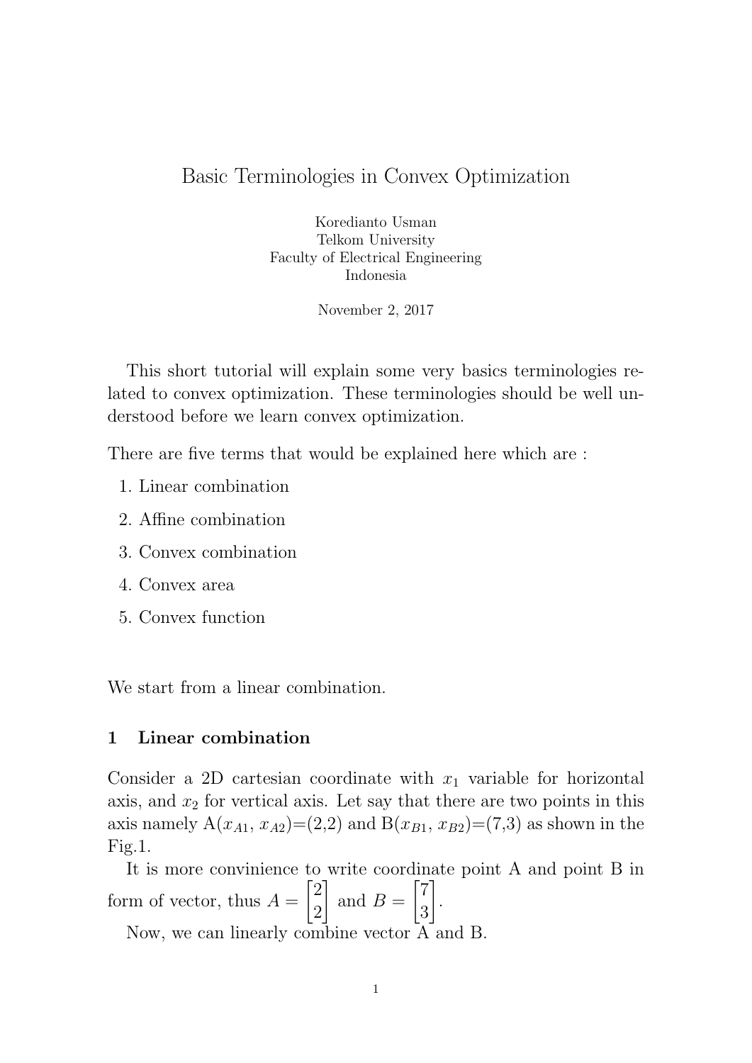# Basic Terminologies in Convex Optimization

Koredianto Usman
Telkom University
Faculty of Electrical Engineering
Indonesia

November 2, 2017

This short tutorial will explain some very basics terminologies related to convex optimization. These terminologies should be well understood before we learn convex optimization.

There are five terms that would be explained here which are :

1. Linear combination
2. Affine combination
3. Convex combination
4. Convex area
5. Convex function

We start from a linear combination.

## 1 Linear combination

Consider a 2D cartesian coordinate with $x_1$ variable for horizontal axis, and $x_2$ for vertical axis. Let say that there are two points in this axis namely A($x_{A1}$, $x_{A2}$)=(2,2) and B($x_{B1}$, $x_{B2}$)=(7,3) as shown in the Fig.1.

It is more convinience to write coordinate point A and point B in form of vector, thus $A = \begin{bmatrix} 2 \\ 2 \end{bmatrix}$ and $B = \begin{bmatrix} 7 \\ 3 \end{bmatrix}$.

Now, we can linearly combine vector A and B.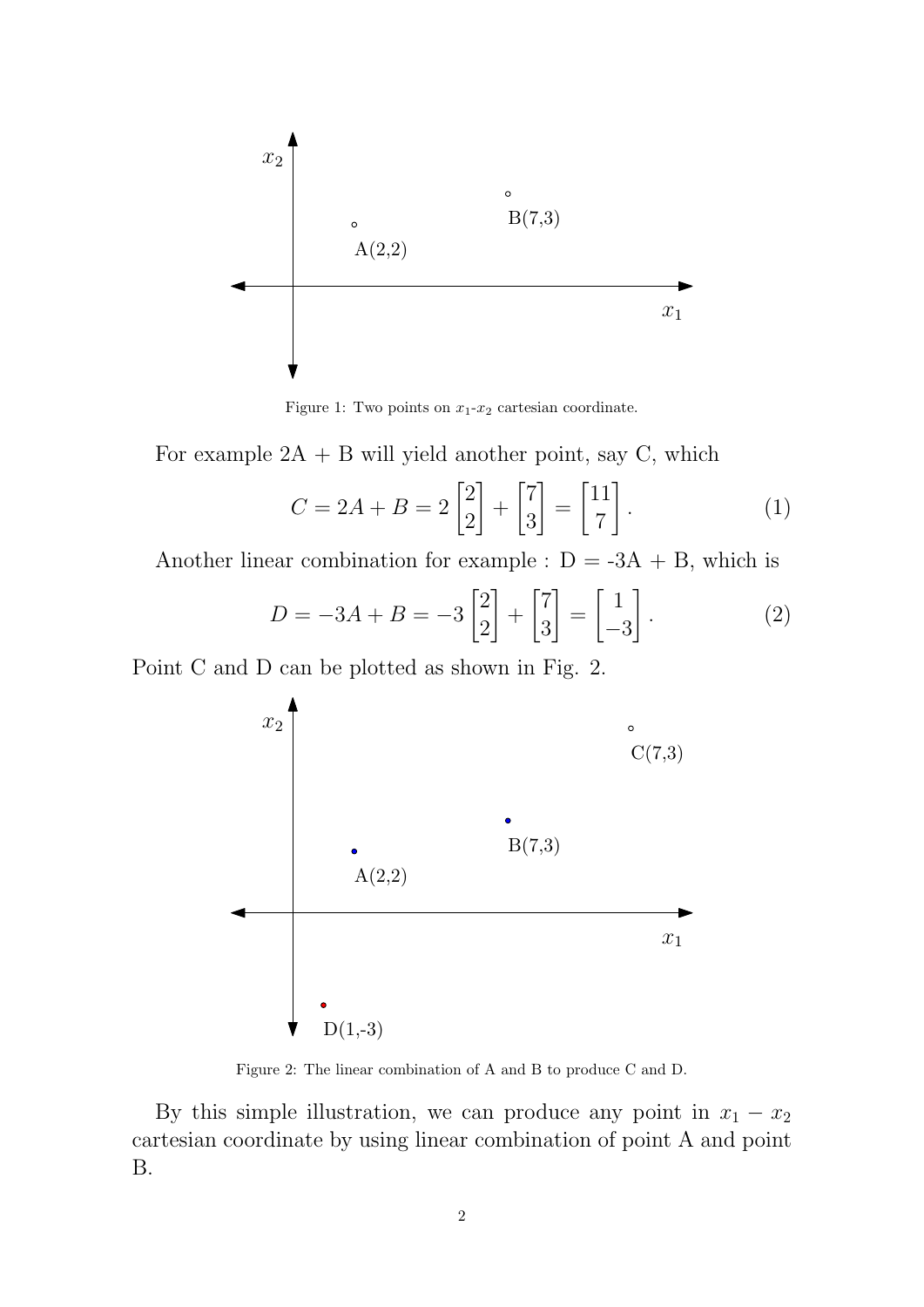Figure 1: Two points on $x_1$-$x_2$ cartesian coordinate.

For example 2A + B will yield another point, say C, which

$$C = 2A + B = 2\begin{bmatrix}2\\2\end{bmatrix} + \begin{bmatrix}7\\3\end{bmatrix} = \begin{bmatrix}11\\7\end{bmatrix}. \tag{1}$$

Another linear combination for example : D = -3A + B, which is

$$D = -3A + B = -3\begin{bmatrix}2\\2\end{bmatrix} + \begin{bmatrix}7\\3\end{bmatrix} = \begin{bmatrix}1\\-3\end{bmatrix}. \tag{2}$$

Point C and D can be plotted as shown in Fig. 2.

Figure 2: The linear combination of A and B to produce C and D.

By this simple illustration, we can produce any point in $x_1 - x_2$ cartesian coordinate by using linear combination of point A and point B.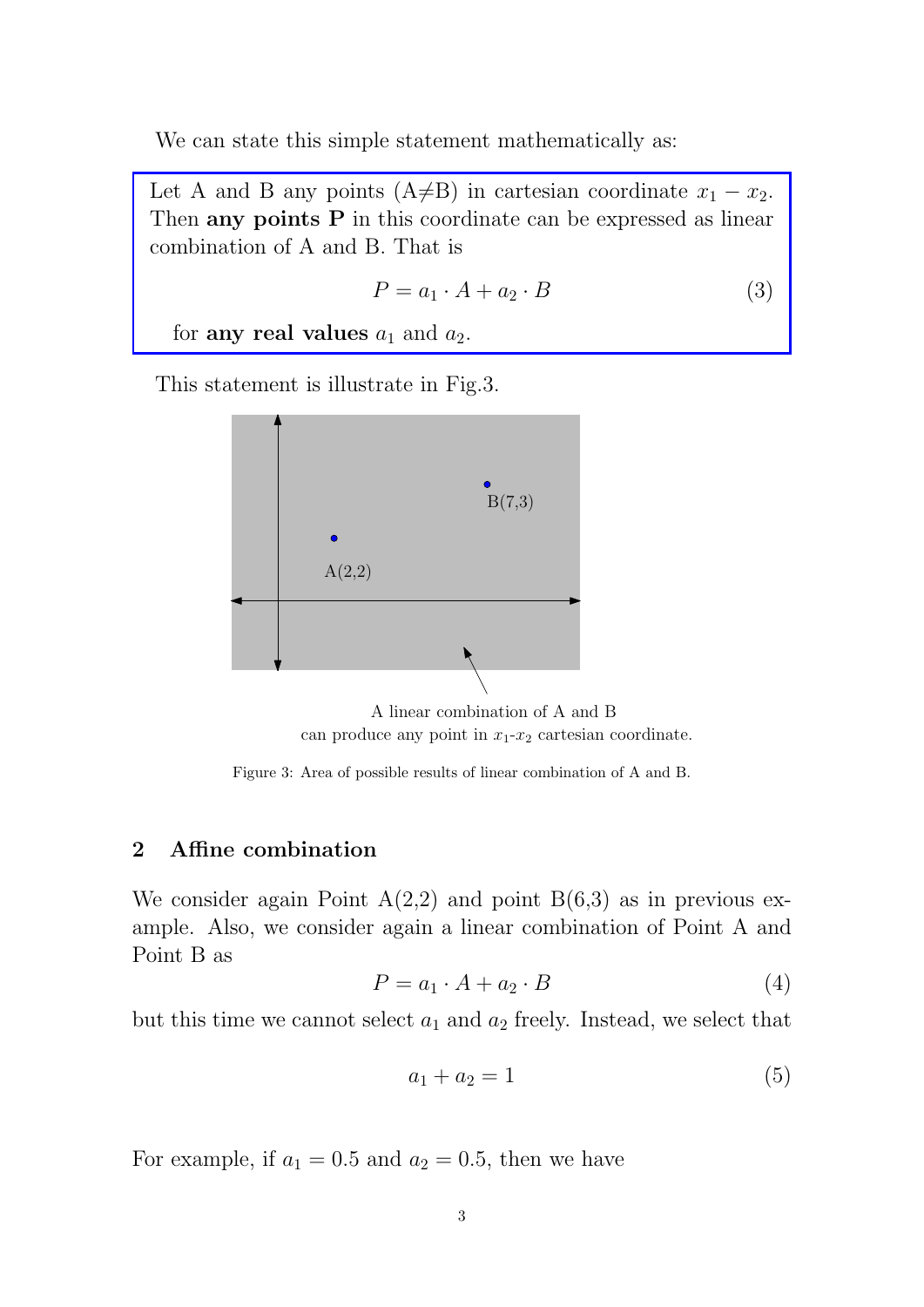We can state this simple statement mathematically as:

> Let A and B any points (A≠B) in cartesian coordinate $x_1 - x_2$. Then **any points P** in this coordinate can be expressed as linear combination of A and B. That is
>
> $$P = a_1 \cdot A + a_2 \cdot B \tag{3}$$
>
> for **any real values** $a_1$ and $a_2$.

This statement is illustrate in Fig.3.

A(2,2)

B(7,3)

A linear combination of A and B can produce any point in $x_1$-$x_2$ cartesian coordinate.

Figure 3: Area of possible results of linear combination of A and B.

## 2 Affine combination

We consider again Point A(2,2) and point B(6,3) as in previous example. Also, we consider again a linear combination of Point A and Point B as

$$P = a_1 \cdot A + a_2 \cdot B \tag{4}$$

but this time we cannot select $a_1$ and $a_2$ freely. Instead, we select that

$$a_1 + a_2 = 1 \tag{5}$$

For example, if $a_1 = 0.5$ and $a_2 = 0.5$, then we have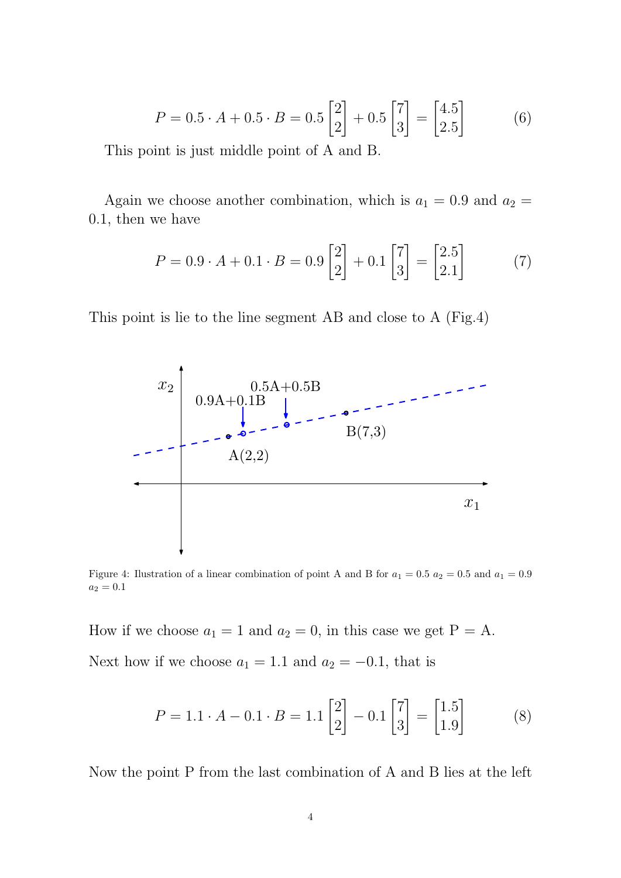$$P = 0.5 \cdot A + 0.5 \cdot B = 0.5 \begin{bmatrix} 2 \\ 2 \end{bmatrix} + 0.5 \begin{bmatrix} 7 \\ 3 \end{bmatrix} = \begin{bmatrix} 4.5 \\ 2.5 \end{bmatrix} \tag{6}$$

This point is just middle point of A and B.

Again we choose another combination, which is $a_1 = 0.9$ and $a_2 = 0.1$, then we have

$$P = 0.9 \cdot A + 0.1 \cdot B = 0.9 \begin{bmatrix} 2 \\ 2 \end{bmatrix} + 0.1 \begin{bmatrix} 7 \\ 3 \end{bmatrix} = \begin{bmatrix} 2.5 \\ 2.1 \end{bmatrix} \tag{7}$$

This point is lie to the line segment AB and close to A (Fig.4)

Figure 4: Ilustration of a linear combination of point A and B for $a_1 = 0.5$ $a_2 = 0.5$ and $a_1 = 0.9$ $a_2 = 0.1$

How if we choose $a_1 = 1$ and $a_2 = 0$, in this case we get P = A.

Next how if we choose $a_1 = 1.1$ and $a_2 = -0.1$, that is

$$P = 1.1 \cdot A - 0.1 \cdot B = 1.1 \begin{bmatrix} 2 \\ 2 \end{bmatrix} - 0.1 \begin{bmatrix} 7 \\ 3 \end{bmatrix} = \begin{bmatrix} 1.5 \\ 1.9 \end{bmatrix} \tag{8}$$

Now the point P from the last combination of A and B lies at the left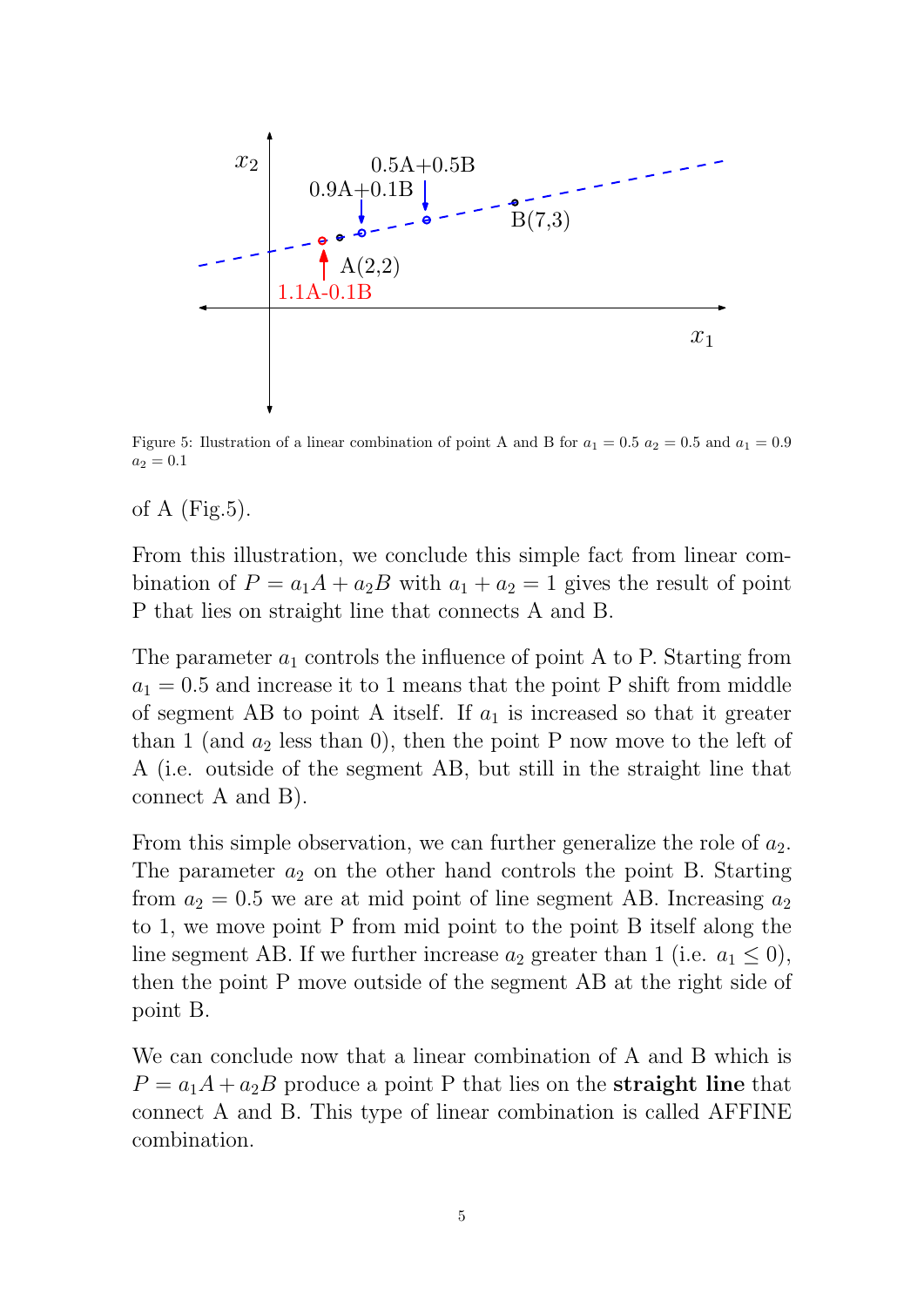Figure 5: Ilustration of a linear combination of point A and B for $a_1 = 0.5$ $a_2 = 0.5$ and $a_1 = 0.9$ $a_2 = 0.1$

of A (Fig.5).

From this illustration, we conclude this simple fact from linear combination of $P = a_1 A + a_2 B$ with $a_1 + a_2 = 1$ gives the result of point P that lies on straight line that connects A and B.

The parameter $a_1$ controls the influence of point A to P. Starting from $a_1 = 0.5$ and increase it to 1 means that the point P shift from middle of segment AB to point A itself. If $a_1$ is increased so that it greater than 1 (and $a_2$ less than 0), then the point P now move to the left of A (i.e. outside of the segment AB, but still in the straight line that connect A and B).

From this simple observation, we can further generalize the role of $a_2$. The parameter $a_2$ on the other hand controls the point B. Starting from $a_2 = 0.5$ we are at mid point of line segment AB. Increasing $a_2$ to 1, we move point P from mid point to the point B itself along the line segment AB. If we further increase $a_2$ greater than 1 (i.e. $a_1 \leq 0$), then the point P move outside of the segment AB at the right side of point B.

We can conclude now that a linear combination of A and B which is $P = a_1 A + a_2 B$ produce a point P that lies on the **straight line** that connect A and B. This type of linear combination is called AFFINE combination.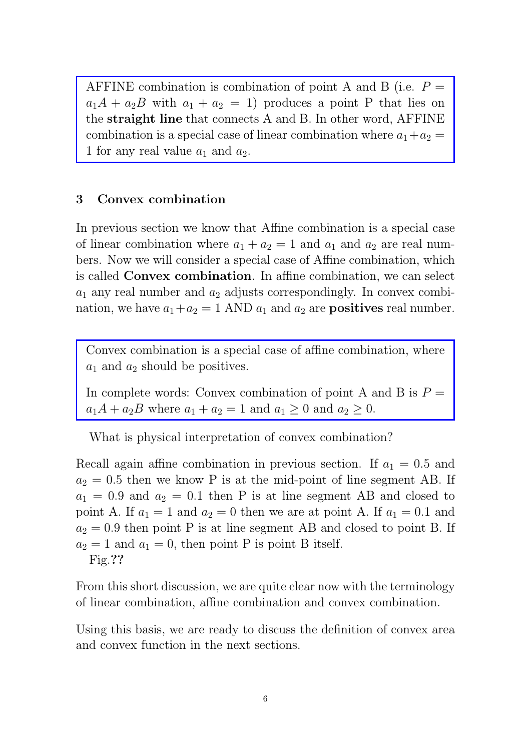AFFINE combination is combination of point A and B (i.e. $P = a_1 A + a_2 B$ with $a_1 + a_2 = 1$) produces a point P that lies on the **straight line** that connects A and B. In other word, AFFINE combination is a special case of linear combination where $a_1 + a_2 = 1$ for any real value $a_1$ and $a_2$.

## 3 Convex combination

In previous section we know that Affine combination is a special case of linear combination where $a_1 + a_2 = 1$ and $a_1$ and $a_2$ are real numbers. Now we will consider a special case of Affine combination, which is called **Convex combination**. In affine combination, we can select $a_1$ any real number and $a_2$ adjusts correspondingly. In convex combination, we have $a_1 + a_2 = 1$ AND $a_1$ and $a_2$ are **positives** real number.

Convex combination is a special case of affine combination, where $a_1$ and $a_2$ should be positives.

In complete words: Convex combination of point A and B is $P = a_1 A + a_2 B$ where $a_1 + a_2 = 1$ and $a_1 \geq 0$ and $a_2 \geq 0$.

What is physical interpretation of convex combination?

Recall again affine combination in previous section. If $a_1 = 0.5$ and $a_2 = 0.5$ then we know P is at the mid-point of line segment AB. If $a_1 = 0.9$ and $a_2 = 0.1$ then P is at line segment AB and closed to point A. If $a_1 = 1$ and $a_2 = 0$ then we are at point A. If $a_1 = 0.1$ and $a_2 = 0.9$ then point P is at line segment AB and closed to point B. If $a_2 = 1$ and $a_1 = 0$, then point P is point B itself.

Fig.**??**

From this short discussion, we are quite clear now with the terminology of linear combination, affine combination and convex combination.

Using this basis, we are ready to discuss the definition of convex area and convex function in the next sections.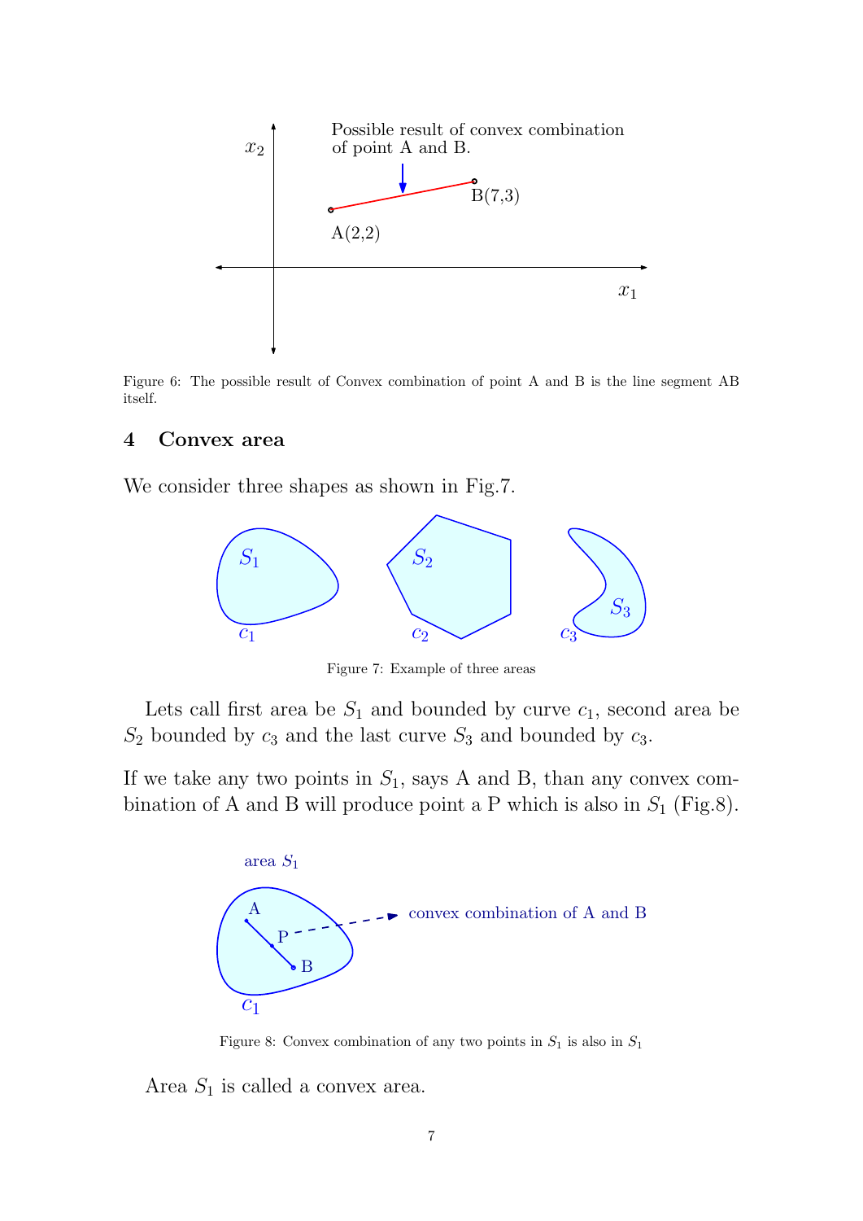Figure 6: The possible result of Convex combination of point A and B is the line segment AB itself.

## 4 Convex area

We consider three shapes as shown in Fig.7.

Figure 7: Example of three areas

Lets call first area be $S_1$ and bounded by curve $c_1$, second area be $S_2$ bounded by $c_3$ and the last curve $S_3$ and bounded by $c_3$.

If we take any two points in $S_1$, says A and B, than any convex combination of A and B will produce point a P which is also in $S_1$ (Fig.8).

Figure 8: Convex combination of any two points in $S_1$ is also in $S_1$

Area $S_1$ is called a convex area.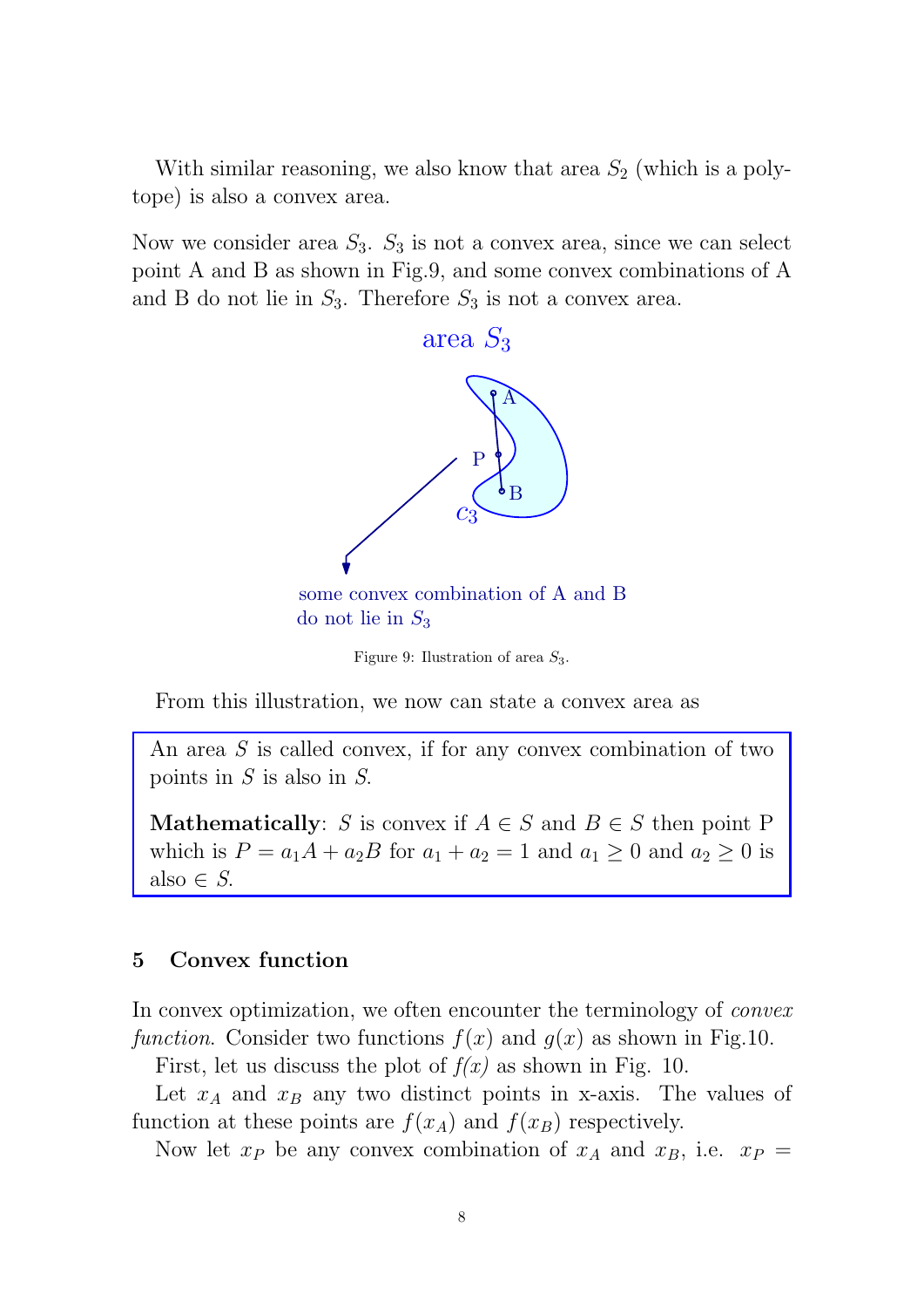With similar reasoning, we also know that area $S_2$ (which is a polytope) is also a convex area.

Now we consider area $S_3$. $S_3$ is not a convex area, since we can select point A and B as shown in Fig.9, and some convex combinations of A and B do not lie in $S_3$. Therefore $S_3$ is not a convex area.

Figure 9: Ilustration of area $S_3$.

From this illustration, we now can state a convex area as

> An area $S$ is called convex, if for any convex combination of two points in $S$ is also in $S$.
>
> **Mathematically**: $S$ is convex if $A \in S$ and $B \in S$ then point P which is $P = a_1 A + a_2 B$ for $a_1 + a_2 = 1$ and $a_1 \geq 0$ and $a_2 \geq 0$ is also $\in S$.

## 5 Convex function

In convex optimization, we often encounter the terminology of *convex function*. Consider two functions $f(x)$ and $g(x)$ as shown in Fig.10.

First, let us discuss the plot of *f(x)* as shown in Fig. 10.

Let $x_A$ and $x_B$ any two distinct points in x-axis. The values of function at these points are $f(x_A)$ and $f(x_B)$ respectively.

Now let $x_P$ be any convex combination of $x_A$ and $x_B$, i.e. $x_P =$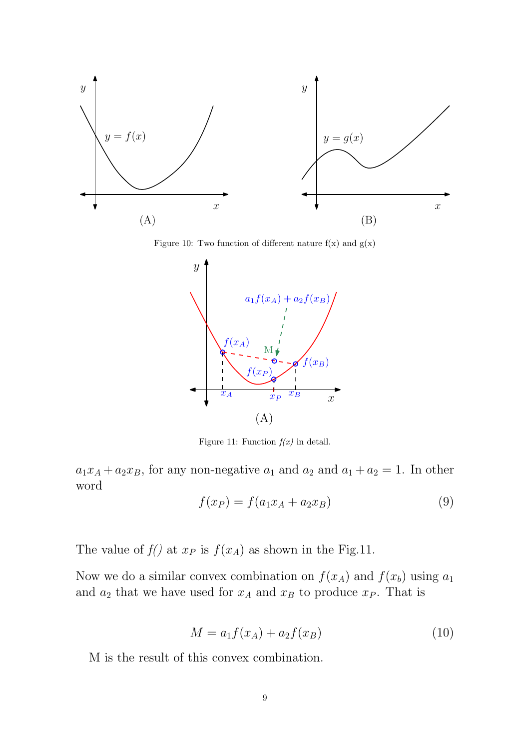Figure 10: Two function of different nature f(x) and g(x)

Figure 11: Function *f(x)* in detail.

$a_1 x_A + a_2 x_B$, for any non-negative $a_1$ and $a_2$ and $a_1 + a_2 = 1$. In other word

$$f(x_P) = f(a_1 x_A + a_2 x_B) \tag{9}$$

The value of *f()* at $x_P$ is $f(x_A)$ as shown in the Fig.11.

Now we do a similar convex combination on $f(x_A)$ and $f(x_b)$ using $a_1$ and $a_2$ that we have used for $x_A$ and $x_B$ to produce $x_P$. That is

$$M = a_1 f(x_A) + a_2 f(x_B) \tag{10}$$

M is the result of this convex combination.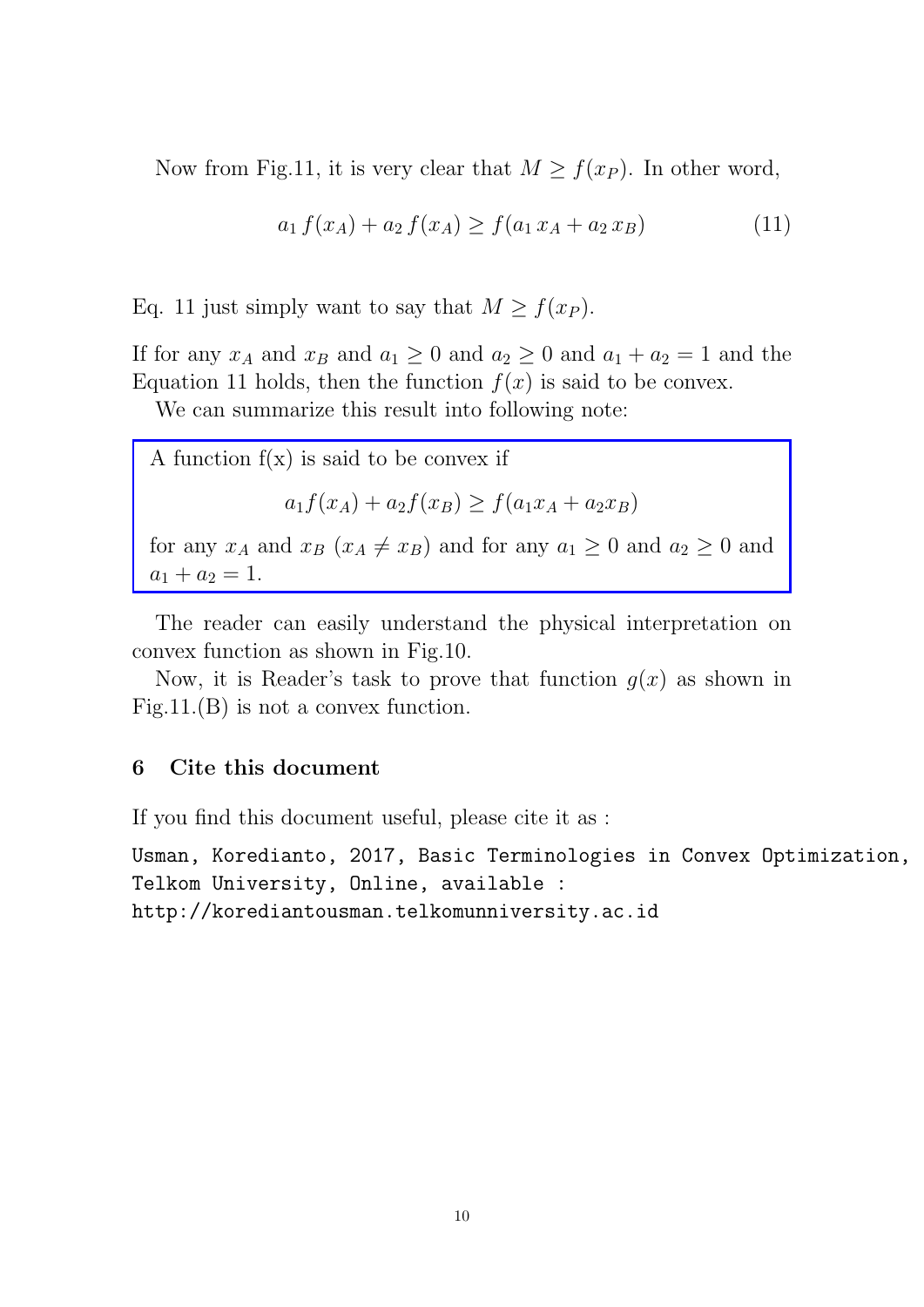Now from Fig.11, it is very clear that $M \geq f(x_P)$. In other word,

$$a_1 \, f(x_A) + a_2 \, f(x_A) \geq f(a_1 \, x_A + a_2 \, x_B) \tag{11}$$

Eq. 11 just simply want to say that $M \geq f(x_P)$.

If for any $x_A$ and $x_B$ and $a_1 \geq 0$ and $a_2 \geq 0$ and $a_1 + a_2 = 1$ and the Equation 11 holds, then the function $f(x)$ is said to be convex.

We can summarize this result into following note:

> A function f(x) is said to be convex if
>
> $$a_1 f(x_A) + a_2 f(x_B) \geq f(a_1 x_A + a_2 x_B)$$
>
> for any $x_A$ and $x_B$ ($x_A \neq x_B$) and for any $a_1 \geq 0$ and $a_2 \geq 0$ and $a_1 + a_2 = 1$.

The reader can easily understand the physical interpretation on convex function as shown in Fig.10.

Now, it is Reader's task to prove that function $g(x)$ as shown in Fig.11.(B) is not a convex function.

## 6 Cite this document

If you find this document useful, please cite it as :

```
Usman, Koredianto, 2017, Basic Terminologies in Convex Optimization,
Telkom University, Online, available :
http://korediantousman.telkomunniversity.ac.id
```